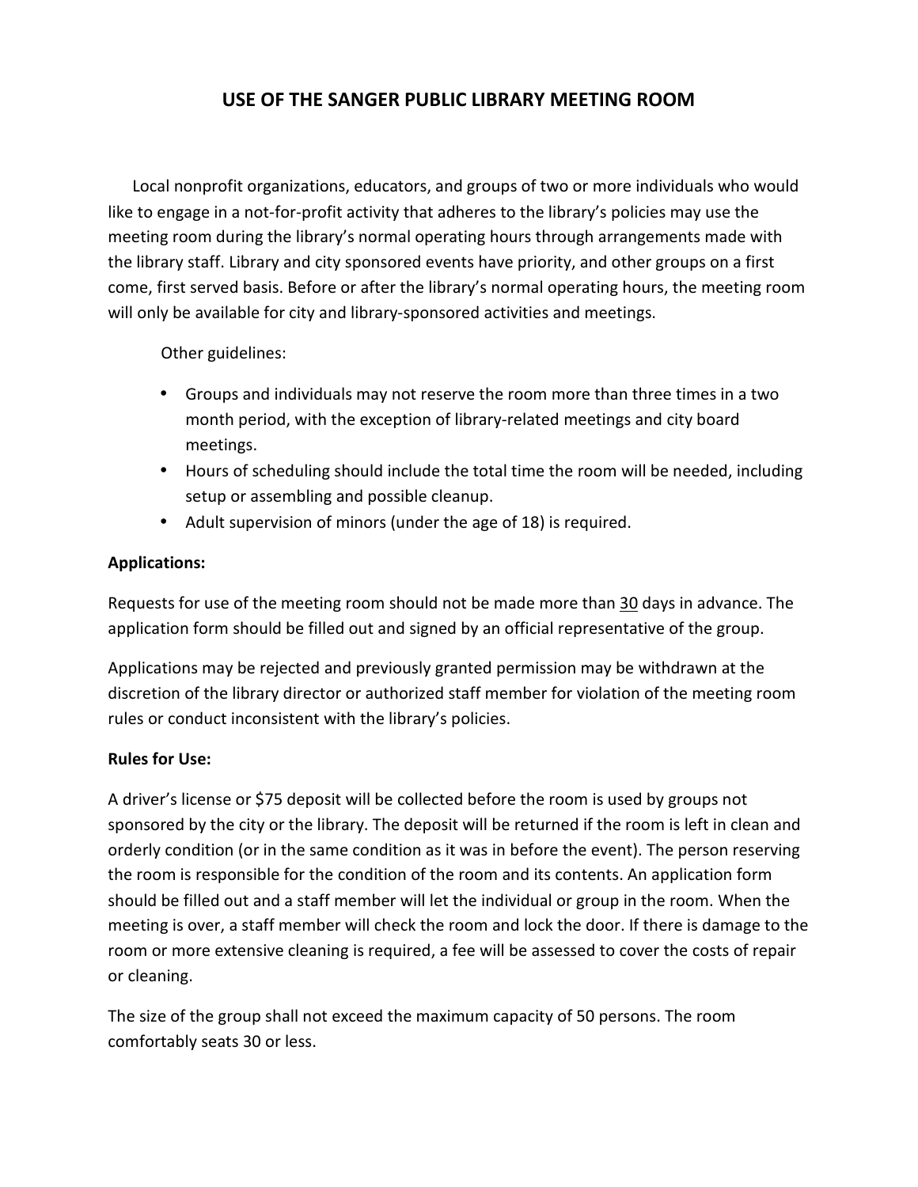# USE OF THE SANGER PUBLIC LIBRARY MEETING ROOM

Local nonprofit organizations, educators, and groups of two or more individuals who would like to engage in a not-for-profit activity that adheres to the library's policies may use the meeting room during the library's normal operating hours through arrangements made with the library staff. Library and city sponsored events have priority, and other groups on a first come, first served basis. Before or after the library's normal operating hours, the meeting room will only be available for city and library-sponsored activities and meetings.

Other guidelines:

- Groups and individuals may not reserve the room more than three times in a two month period, with the exception of library-related meetings and city board meetings.
- Hours of scheduling should include the total time the room will be needed, including setup or assembling and possible cleanup.
- Adult supervision of minors (under the age of 18) is required.

**Applications:**

Requests for use of the meeting room should not be made more than 30 days in advance. The application form should be filled out and signed by an official representative of the group.

Applications may be rejected and previously granted permission may be withdrawn at the discretion of the library director or authorized staff member for violation of the meeting room rules or conduct inconsistent with the library's policies.

**Rules for Use:**

A driver's license or $75 deposit will be collected before the room is used by groups not sponsored by the city or the library. The deposit will be returned if the room is left in clean and orderly condition (or in the same condition as it was in before the event). The person reserving the room is responsible for the condition of the room and its contents. An application form should be filled out and a staff member will let the individual or group in the room. When the meeting is over, a staff member will check the room and lock the door. If there is damage to the room or more extensive cleaning is required, a fee will be assessed to cover the costs of repair or cleaning.

The size of the group shall not exceed the maximum capacity of 50 persons. The room comfortably seats 30 or less.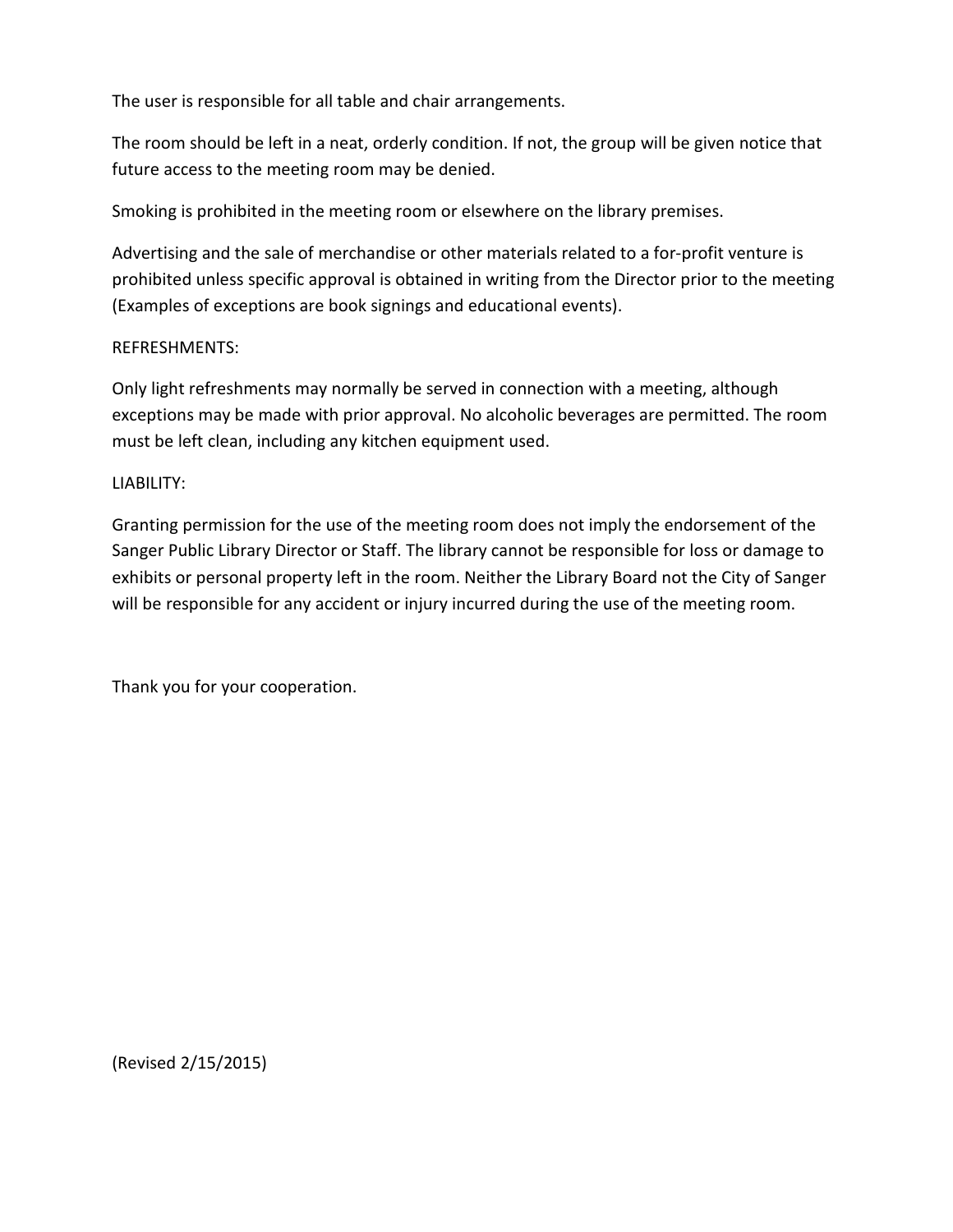The user is responsible for all table and chair arrangements.

The room should be left in a neat, orderly condition. If not, the group will be given notice that future access to the meeting room may be denied.

Smoking is prohibited in the meeting room or elsewhere on the library premises.

Advertising and the sale of merchandise or other materials related to a for-profit venture is prohibited unless specific approval is obtained in writing from the Director prior to the meeting (Examples of exceptions are book signings and educational events).

REFRESHMENTS:

Only light refreshments may normally be served in connection with a meeting, although exceptions may be made with prior approval. No alcoholic beverages are permitted. The room must be left clean, including any kitchen equipment used.

LIABILITY:

Granting permission for the use of the meeting room does not imply the endorsement of the Sanger Public Library Director or Staff. The library cannot be responsible for loss or damage to exhibits or personal property left in the room. Neither the Library Board not the City of Sanger will be responsible for any accident or injury incurred during the use of the meeting room.

Thank you for your cooperation.

(Revised 2/15/2015)